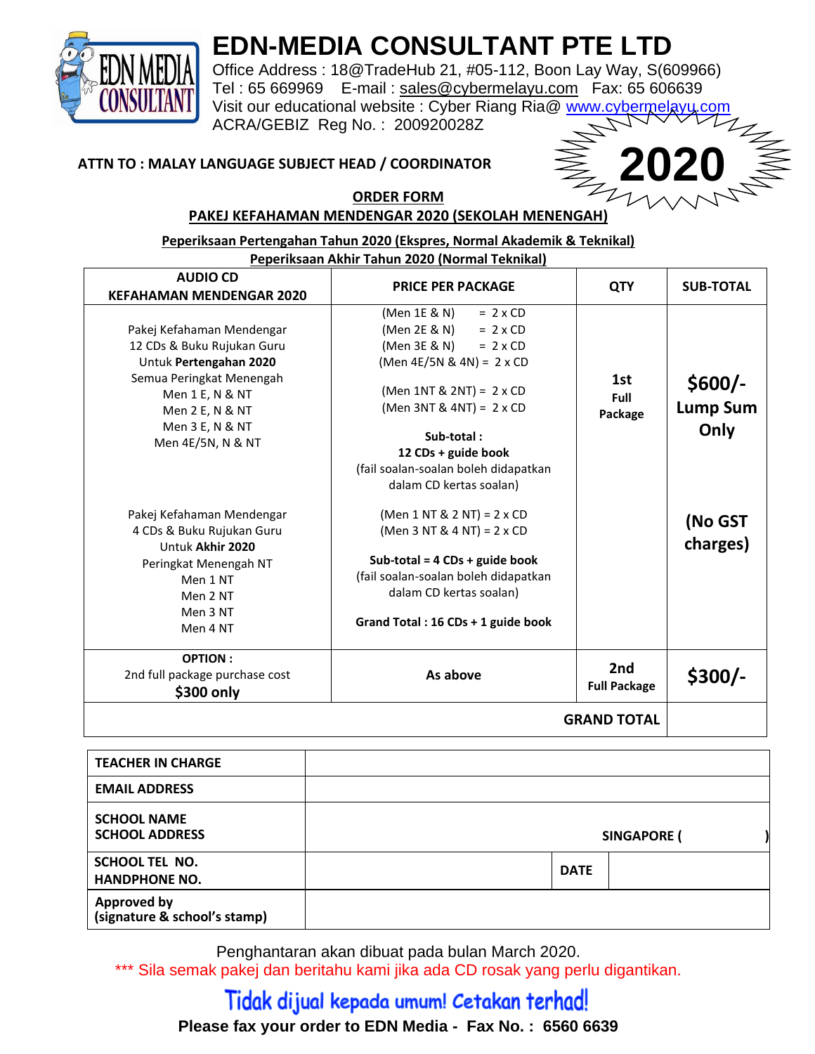# EDN-MEDIA CONSULTANT PTE LTD

Office Address : 18@TradeHub 21, #05-112, Boon Lay Way, S(609966)
Tel : 65 669969 E-mail : sales@cybermelayu.com Fax: 65 606639
Visit our educational website : Cyber Riang Ria@ www.cybermelayu.com
ACRA/GEBIZ Reg No. : 200920028Z

**2020**

**ATTN TO : MALAY LANGUAGE SUBJECT HEAD / COORDINATOR**

## ORDER FORM

## PAKEJ KEFAHAMAN MENDENGAR 2020 (SEKOLAH MENENGAH)

**Peperiksaan Pertengahan Tahun 2020 (Ekspres, Normal Akademik & Teknikal)**
**Peperiksaan Akhir Tahun 2020 (Normal Teknikal)**

| AUDIO CD KEFAHAMAN MENDENGAR 2020 | PRICE PER PACKAGE | QTY | SUB-TOTAL |
|---|---|---|---|
| Pakej Kefahaman Mendengar 12 CDs & Buku Rujukan Guru Untuk **Pertengahan 2020** Semua Peringkat Menengah Men 1 E, N & NT Men 2 E, N & NT Men 3 E, N & NT Men 4E/5N, N & NT<br><br>Pakej Kefahaman Mendengar 4 CDs & Buku Rujukan Guru Untuk **Akhir 2020** Peringkat Menengah NT Men 1 NT Men 2 NT Men 3 NT Men 4 NT | (Men 1E & N) = 2 x CD<br>(Men 2E & N) = 2 x CD<br>(Men 3E & N) = 2 x CD<br>(Men 4E/5N & 4N) = 2 x CD<br>(Men 1NT & 2NT) = 2 x CD<br>(Men 3NT & 4NT) = 2 x CD<br>**Sub-total : 12 CDs + guide book**<br>(fail soalan-soalan boleh didapatkan dalam CD kertas soalan)<br><br>(Men 1 NT & 2 NT) = 2 x CD<br>(Men 3 NT & 4 NT) = 2 x CD<br>**Sub-total = 4 CDs + guide book**<br>(fail soalan-soalan boleh didapatkan dalam CD kertas soalan)<br>**Grand Total : 16 CDs + 1 guide book** | **1st Full Package** | **$600/- Lump Sum Only**<br><br>**(No GST charges)** |
| **OPTION :** 2nd full package purchase cost **$300 only** | **As above** | **2nd Full Package** | **$300/-** |
| | | **GRAND TOTAL** | |

| | | | |
|---|---|---|---|
| **TEACHER IN CHARGE** | | | |
| **EMAIL ADDRESS** | | | |
| **SCHOOL NAME SCHOOL ADDRESS** | **SINGAPORE ( )** | | |
| **SCHOOL TEL NO. HANDPHONE NO.** | | **DATE** | |
| **Approved by (signature & school's stamp)** | | | |

Penghantaran akan dibuat pada bulan March 2020.

\*\*\* Sila semak pakej dan beritahu kami jika ada CD rosak yang perlu digantikan.

**Tidak dijual kepada umum! Cetakan terhad!**

**Please fax your order to EDN Media - Fax No. : 6560 6639**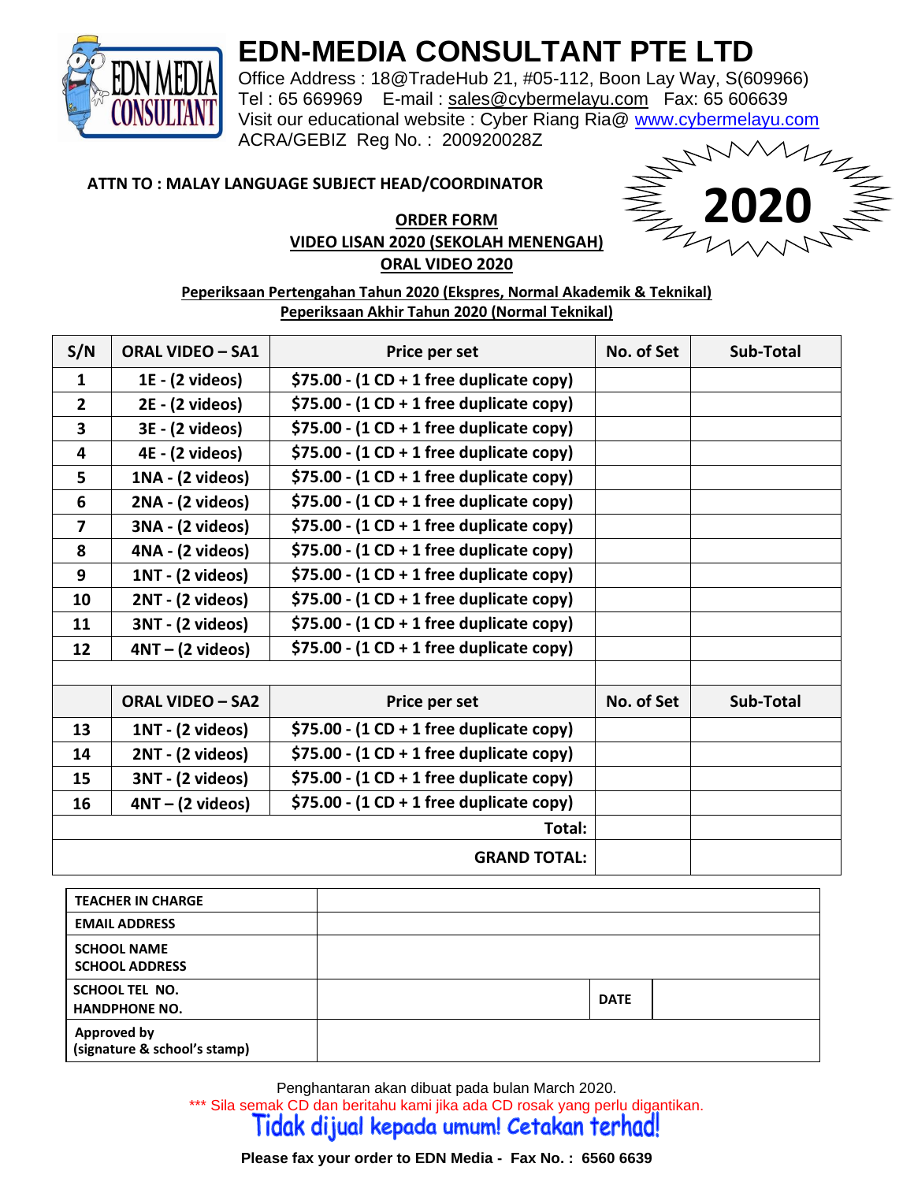# EDN-MEDIA CONSULTANT PTE LTD

Office Address : 18@TradeHub 21, #05-112, Boon Lay Way, S(609966)
Tel : 65 669969 E-mail : sales@cybermelayu.com Fax: 65 606639
Visit our educational website : Cyber Riang Ria@ www.cybermelayu.com
ACRA/GEBIZ Reg No. : 200920028Z

2020

**ATTN TO : MALAY LANGUAGE SUBJECT HEAD/COORDINATOR**

**ORDER FORM**
**VIDEO LISAN 2020 (SEKOLAH MENENGAH)**
**ORAL VIDEO 2020**

**Peperiksaan Pertengahan Tahun 2020 (Ekspres, Normal Akademik & Teknikal)**
**Peperiksaan Akhir Tahun 2020 (Normal Teknikal)**

| S/N | ORAL VIDEO – SA1 | Price per set | No. of Set | Sub-Total |
|---|---|---|---|---|
| 1 | 1E - (2 videos) | $75.00 - (1 CD + 1 free duplicate copy) | | |
| 2 | 2E - (2 videos) | $75.00 - (1 CD + 1 free duplicate copy) | | |
| 3 | 3E - (2 videos) | $75.00 - (1 CD + 1 free duplicate copy) | | |
| 4 | 4E - (2 videos) | $75.00 - (1 CD + 1 free duplicate copy) | | |
| 5 | 1NA - (2 videos) | $75.00 - (1 CD + 1 free duplicate copy) | | |
| 6 | 2NA - (2 videos) | $75.00 - (1 CD + 1 free duplicate copy) | | |
| 7 | 3NA - (2 videos) | $75.00 - (1 CD + 1 free duplicate copy) | | |
| 8 | 4NA - (2 videos) | $75.00 - (1 CD + 1 free duplicate copy) | | |
| 9 | 1NT - (2 videos) | $75.00 - (1 CD + 1 free duplicate copy) | | |
| 10 | 2NT - (2 videos) | $75.00 - (1 CD + 1 free duplicate copy) | | |
| 11 | 3NT - (2 videos) | $75.00 - (1 CD + 1 free duplicate copy) | | |
| 12 | 4NT – (2 videos) | $75.00 - (1 CD + 1 free duplicate copy) | | |
| | | | | |
| | **ORAL VIDEO – SA2** | **Price per set** | **No. of Set** | **Sub-Total** |
| 13 | 1NT - (2 videos) | $75.00 - (1 CD + 1 free duplicate copy) | | |
| 14 | 2NT - (2 videos) | $75.00 - (1 CD + 1 free duplicate copy) | | |
| 15 | 3NT - (2 videos) | $75.00 - (1 CD + 1 free duplicate copy) | | |
| 16 | 4NT – (2 videos) | $75.00 - (1 CD + 1 free duplicate copy) | | |
| | | **Total:** | | |
| | | **GRAND TOTAL:** | | |

| | | | |
|---|---|---|---|
| **TEACHER IN CHARGE** | | | |
| **EMAIL ADDRESS** | | | |
| **SCHOOL NAME**<br>**SCHOOL ADDRESS** | | | |
| **SCHOOL TEL NO.**<br>**HANDPHONE NO.** | | **DATE** | |
| **Approved by**<br>**(signature & school's stamp)** | | | |

Penghantaran akan dibuat pada bulan March 2020.

*** Sila semak CD dan beritahu kami jika ada CD rosak yang perlu digantikan.

**Tidak dijual kepada umum! Cetakan terhad!**

**Please fax your order to EDN Media - Fax No. : 6560 6639**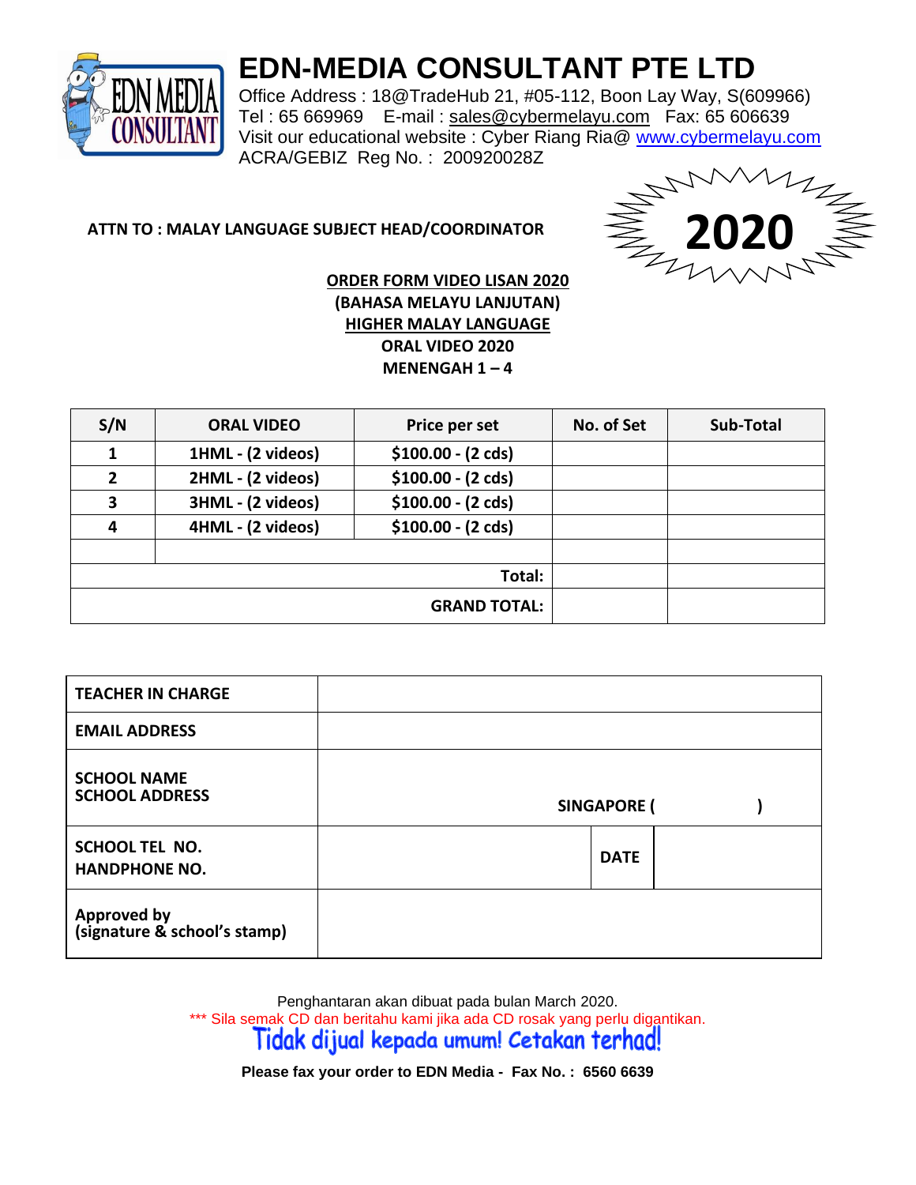# EDN-MEDIA CONSULTANT PTE LTD

Office Address : 18@TradeHub 21, #05-112, Boon Lay Way, S(609966)
Tel : 65 669969 E-mail : sales@cybermelayu.com Fax: 65 606639
Visit our educational website : Cyber Riang Ria@ www.cybermelayu.com
ACRA/GEBIZ Reg No. : 200920028Z

2020

**ATTN TO : MALAY LANGUAGE SUBJECT HEAD/COORDINATOR**

**ORDER FORM VIDEO LISAN 2020**
**(BAHASA MELAYU LANJUTAN)**
**HIGHER MALAY LANGUAGE**
**ORAL VIDEO 2020**
**MENENGAH 1 – 4**

| S/N | ORAL VIDEO | Price per set | No. of Set | Sub-Total |
|---|---|---|---|---|
| 1 | 1HML - (2 videos) | $100.00 - (2 cds) | | |
| 2 | 2HML - (2 videos) | $100.00 - (2 cds) | | |
| 3 | 3HML - (2 videos) | $100.00 - (2 cds) | | |
| 4 | 4HML - (2 videos) | $100.00 - (2 cds) | | |
| | | | | |
| | | Total: | | |
| | | GRAND TOTAL: | | |

| | | | |
|---|---|---|---|
| TEACHER IN CHARGE | | | |
| EMAIL ADDRESS | | | |
| SCHOOL NAME<br>SCHOOL ADDRESS | SINGAPORE ( ) | | |
| SCHOOL TEL NO.<br>HANDPHONE NO. | | DATE | |
| Approved by<br>(signature & school's stamp) | | | |

Penghantaran akan dibuat pada bulan March 2020.

*** Sila semak CD dan beritahu kami jika ada CD rosak yang perlu digantikan.

Tidak dijual kepada umum! Cetakan terhad!

**Please fax your order to EDN Media - Fax No. : 6560 6639**